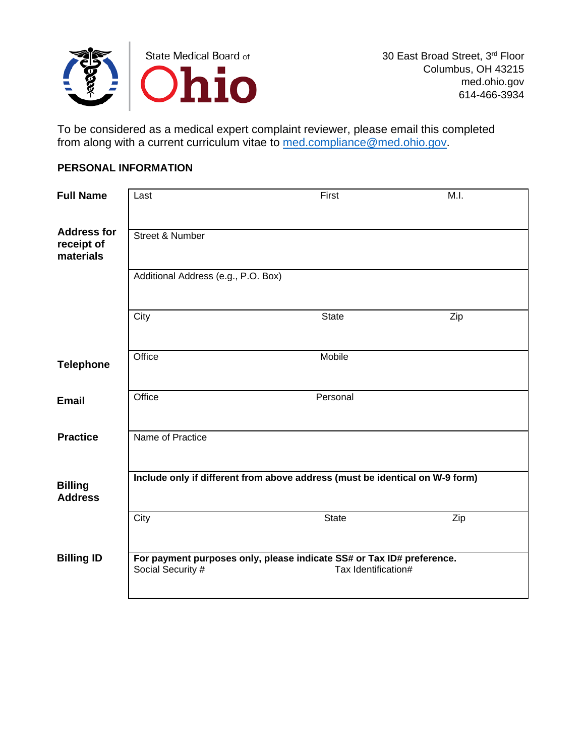State Medical Board of **Ohio**

30 East Broad Street, 3rd Floor
Columbus, OH 43215
med.ohio.gov
614-466-3934

To be considered as a medical expert complaint reviewer, please email this completed from along with a current curriculum vitae to med.compliance@med.ohio.gov.

**PERSONAL INFORMATION**

| | | | |
|---|---|---|---|
| **Full Name** | Last | First | M.I. |
| **Address for receipt of materials** | Street & Number | | |
| | Additional Address (e.g., P.O. Box) | | |
| | City | State | Zip |
| **Telephone** | Office | Mobile | |
| **Email** | Office | Personal | |
| **Practice** | Name of Practice | | |
| **Billing Address** | **Include only if different from above address (must be identical on W-9 form)** | | |
| | City | State | Zip |
| **Billing ID** | **For payment purposes only, please indicate SS# or Tax ID# preference.** Social Security # | Tax Identification# | |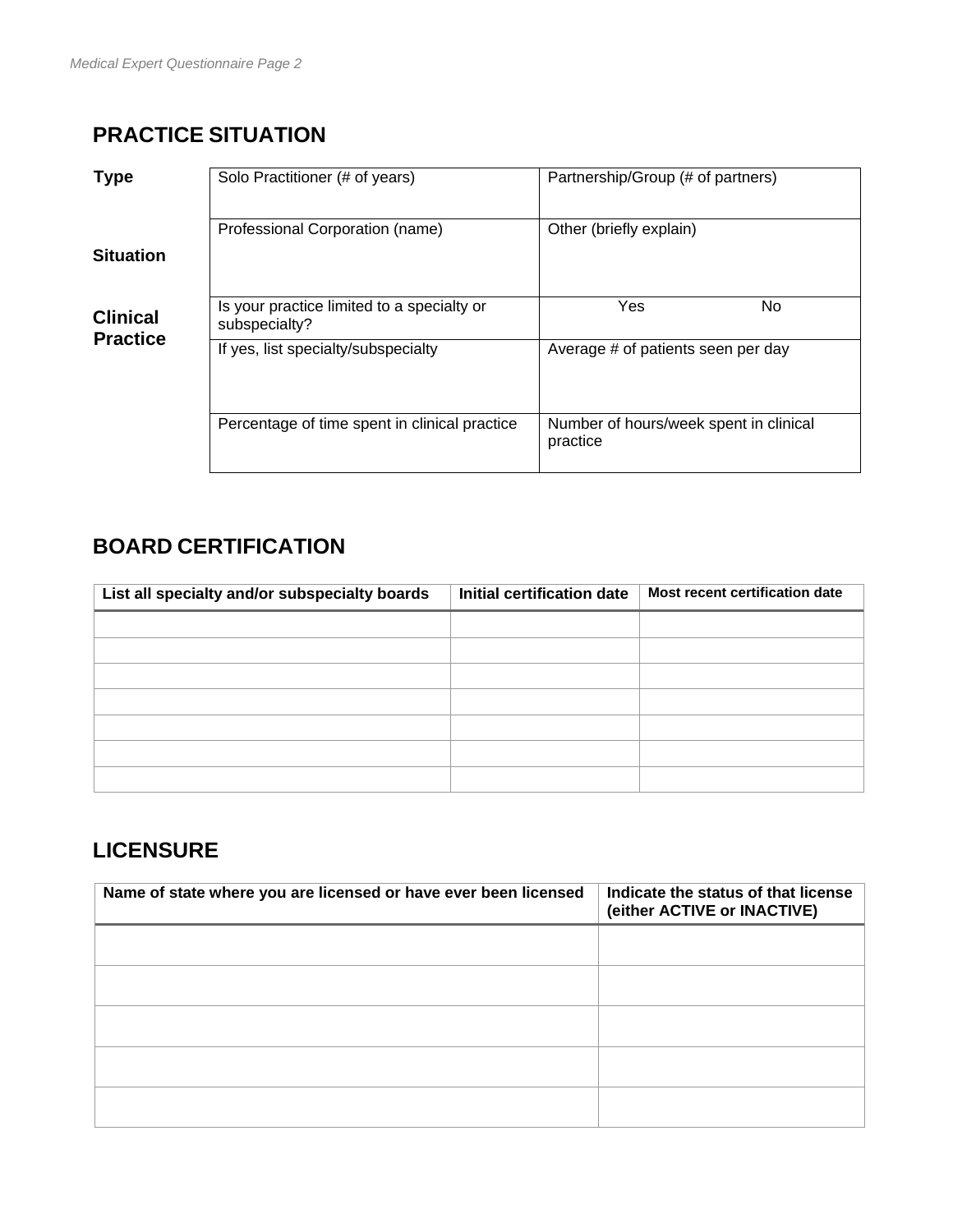## PRACTICE SITUATION

| | | |
|---|---|---|
| **Type** | Solo Practitioner (# of years) | Partnership/Group (# of partners) |
| **Situation** | Professional Corporation (name) | Other (briefly explain) |
| **Clinical Practice** | Is your practice limited to a specialty or subspecialty? | Yes No |
| | If yes, list specialty/subspecialty | Average # of patients seen per day |
| | Percentage of time spent in clinical practice | Number of hours/week spent in clinical practice |

## BOARD CERTIFICATION

| List all specialty and/or subspecialty boards | Initial certification date | Most recent certification date |
|---|---|---|
| | | |
| | | |
| | | |
| | | |
| | | |
| | | |
| | | |

## LICENSURE

| Name of state where you are licensed or have ever been licensed | Indicate the status of that license (either ACTIVE or INACTIVE) |
|---|---|
| | |
| | |
| | |
| | |
| | |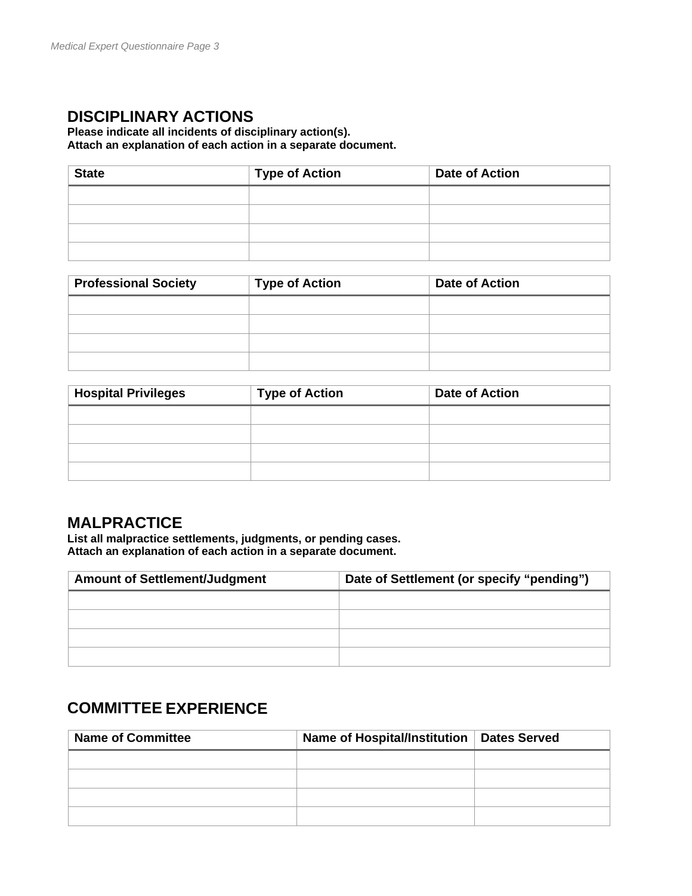## DISCIPLINARY ACTIONS

**Please indicate all incidents of disciplinary action(s).**
**Attach an explanation of each action in a separate document.**

| State | Type of Action | Date of Action |
|---|---|---|
| | | |
| | | |
| | | |
| | | |

| Professional Society | Type of Action | Date of Action |
|---|---|---|
| | | |
| | | |
| | | |
| | | |

| Hospital Privileges | Type of Action | Date of Action |
|---|---|---|
| | | |
| | | |
| | | |
| | | |

## MALPRACTICE

**List all malpractice settlements, judgments, or pending cases.**
**Attach an explanation of each action in a separate document.**

| Amount of Settlement/Judgment | Date of Settlement (or specify "pending") |
|---|---|
| | |
| | |
| | |
| | |

## COMMITTEE EXPERIENCE

| Name of Committee | Name of Hospital/Institution | Dates Served |
|---|---|---|
| | | |
| | | |
| | | |
| | | |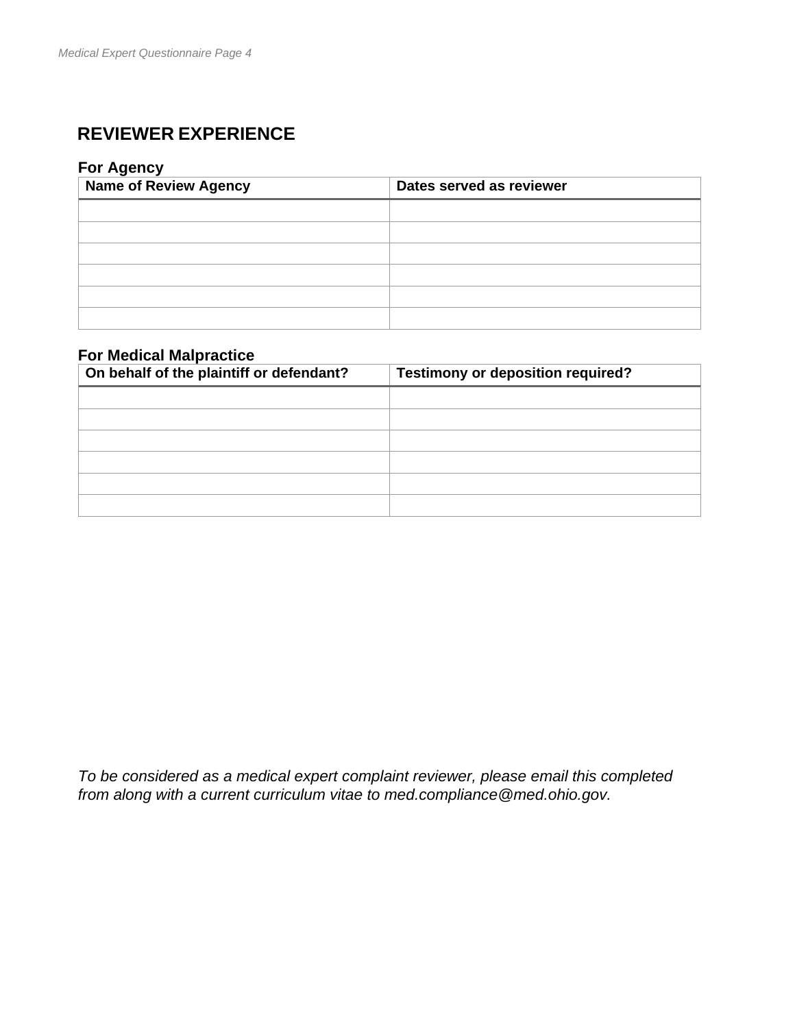## REVIEWER EXPERIENCE

**For Agency**

| Name of Review Agency | Dates served as reviewer |
|---|---|
| | |
| | |
| | |
| | |
| | |
| | |

**For Medical Malpractice**

| On behalf of the plaintiff or defendant? | Testimony or deposition required? |
|---|---|
| | |
| | |
| | |
| | |
| | |
| | |

*To be considered as a medical expert complaint reviewer, please email this completed from along with a current curriculum vitae to med.compliance@med.ohio.gov.*